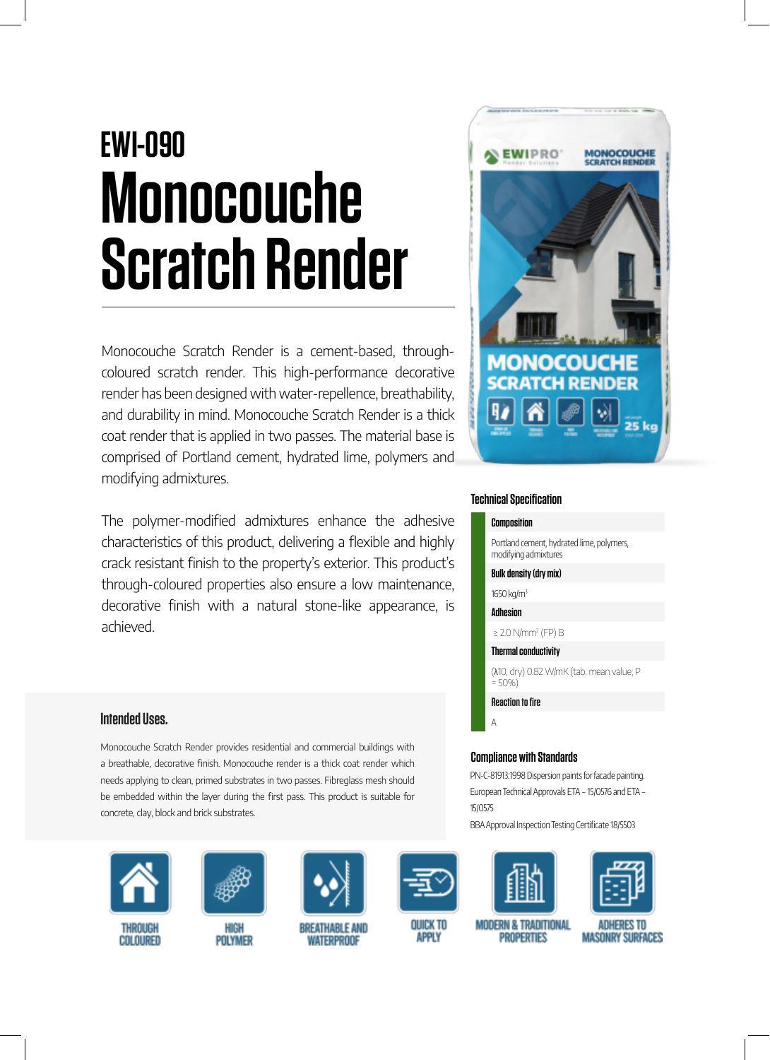# EWI-090

# Monocouche Scratch Render

Monocouche Scratch Render is a cement-based, through-coloured scratch render. This high-performance decorative render has been designed with water-repellence, breathability, and durability in mind. Monocouche Scratch Render is a thick coat render that is applied in two passes. The material base is comprised of Portland cement, hydrated lime, polymers and modifying admixtures.

The polymer-modified admixtures enhance the adhesive characteristics of this product, delivering a flexible and highly crack resistant finish to the property's exterior. This product's through-coloured properties also ensure a low maintenance, decorative finish with a natural stone-like appearance, is achieved.

## Intended Uses.

Monocouche Scratch Render provides residential and commercial buildings with a breathable, decorative finish. Monocouche render is a thick coat render which needs applying to clean, primed substrates in two passes. Fibreglass mesh should be embedded within the layer during the first pass. This product is suitable for concrete, clay, block and brick substrates.

## Technical Specification

| | |
|---|---|
| **Composition** | Portland cement, hydrated lime, polymers, modifying admixtures |
| **Bulk density (dry mix)** | 1650 kg/m³ |
| **Adhesion** | ≥ 2.0 N/mm² (FP) B |
| **Thermal conductivity** | (λ10, dry) 0.82 W/mK (tab. mean value; P = 50%) |
| **Reaction to fire** | A |

## Compliance with Standards

PN-C-81913:1998 Dispersion paints for facade painting.

European Technical Approvals ETA – 15/0576 and ETA – 15/0575

BBA Approval Inspection Testing Certificate 18/5503

THROUGH COLOURED

HIGH POLYMER

BREATHABLE AND WATERPROOF

QUICK TO APPLY

MODERN & TRADITIONAL PROPERTIES

ADHERES TO MASONRY SURFACES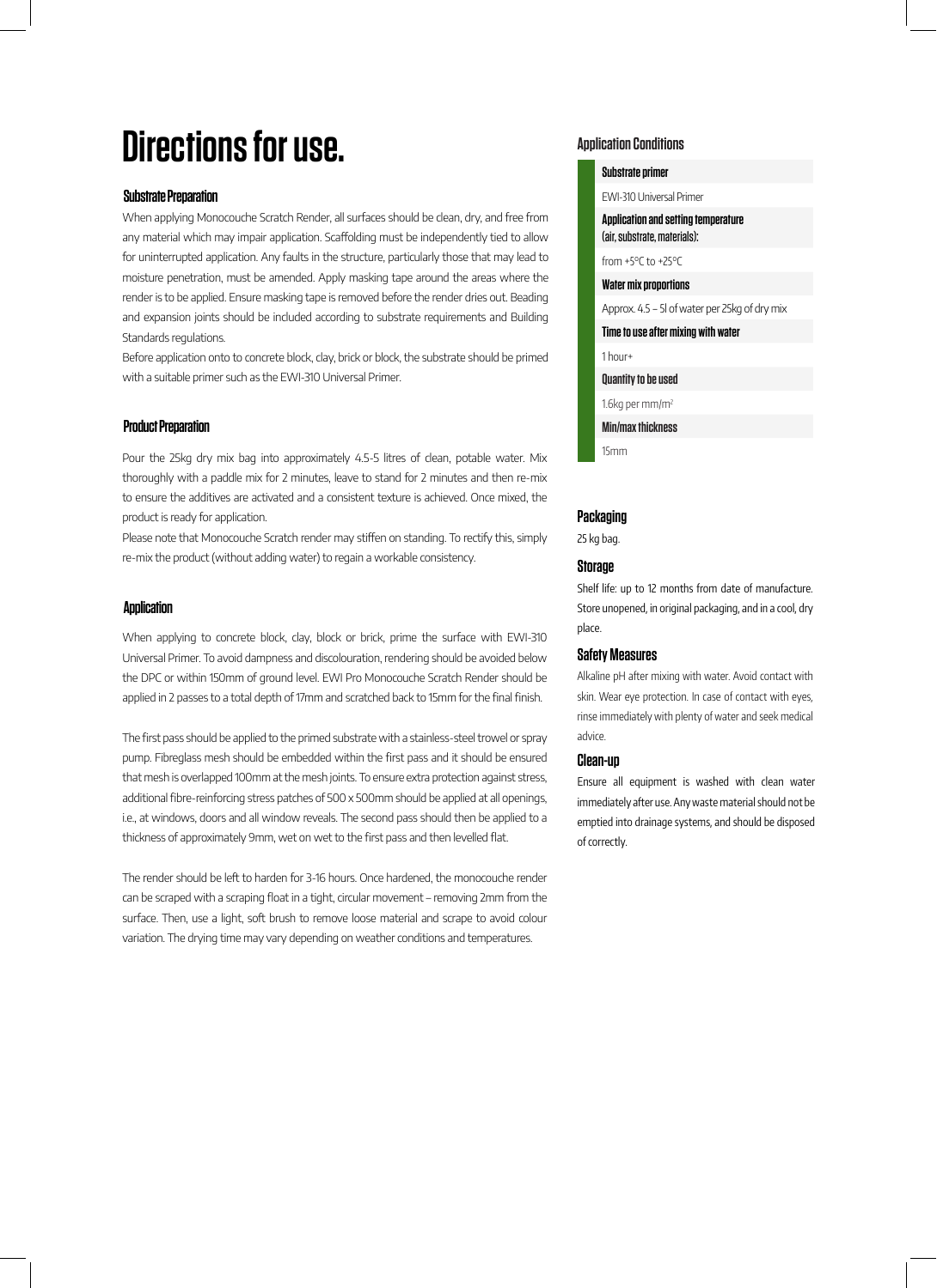# Directions for use.

### Substrate Preparation

When applying Monocouche Scratch Render, all surfaces should be clean, dry, and free from any material which may impair application. Scaffolding must be independently tied to allow for uninterrupted application. Any faults in the structure, particularly those that may lead to moisture penetration, must be amended. Apply masking tape around the areas where the render is to be applied. Ensure masking tape is removed before the render dries out. Beading and expansion joints should be included according to substrate requirements and Building Standards regulations.

Before application onto to concrete block, clay, brick or block, the substrate should be primed with a suitable primer such as the EWI-310 Universal Primer.

### Product Preparation

Pour the 25kg dry mix bag into approximately 4.5-5 litres of clean, potable water. Mix thoroughly with a paddle mix for 2 minutes, leave to stand for 2 minutes and then re-mix to ensure the additives are activated and a consistent texture is achieved. Once mixed, the product is ready for application.

Please note that Monocouche Scratch render may stiffen on standing. To rectify this, simply re-mix the product (without adding water) to regain a workable consistency.

### Application

When applying to concrete block, clay, block or brick, prime the surface with EWI-310 Universal Primer. To avoid dampness and discolouration, rendering should be avoided below the DPC or within 150mm of ground level. EWI Pro Monocouche Scratch Render should be applied in 2 passes to a total depth of 17mm and scratched back to 15mm for the final finish.

The first pass should be applied to the primed substrate with a stainless-steel trowel or spray pump. Fibreglass mesh should be embedded within the first pass and it should be ensured that mesh is overlapped 100mm at the mesh joints. To ensure extra protection against stress, additional fibre-reinforcing stress patches of 500 x 500mm should be applied at all openings, i.e., at windows, doors and all window reveals. The second pass should then be applied to a thickness of approximately 9mm, wet on wet to the first pass and then levelled flat.

The render should be left to harden for 3-16 hours. Once hardened, the monocouche render can be scraped with a scraping float in a tight, circular movement – removing 2mm from the surface. Then, use a light, soft brush to remove loose material and scrape to avoid colour variation. The drying time may vary depending on weather conditions and temperatures.

### Application Conditions

**Substrate primer**
EWI-310 Universal Primer

**Application and setting temperature (air, substrate, materials):**
from +5°C to +25°C

**Water mix proportions**
Approx. 4.5 – 5l of water per 25kg of dry mix

**Time to use after mixing with water**
1 hour+

**Quantity to be used**
1.6kg per mm/m²

**Min/max thickness**
15mm

### Packaging

25 kg bag.

### Storage

Shelf life: up to 12 months from date of manufacture. Store unopened, in original packaging, and in a cool, dry place.

### Safety Measures

Alkaline pH after mixing with water. Avoid contact with skin. Wear eye protection. In case of contact with eyes, rinse immediately with plenty of water and seek medical advice.

### Clean-up

Ensure all equipment is washed with clean water immediately after use. Any waste material should not be emptied into drainage systems, and should be disposed of correctly.